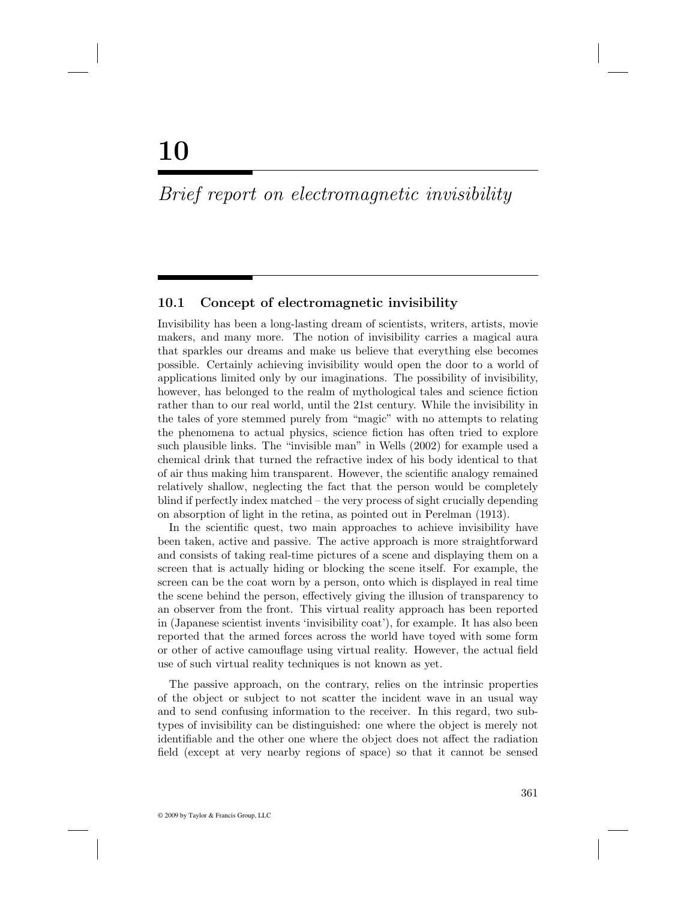# 10

# *Brief report on electromagnetic invisibility*

## 10.1 Concept of electromagnetic invisibility

Invisibility has been a long-lasting dream of scientists, writers, artists, movie makers, and many more. The notion of invisibility carries a magical aura that sparkles our dreams and make us believe that everything else becomes possible. Certainly achieving invisibility would open the door to a world of applications limited only by our imaginations. The possibility of invisibility, however, has belonged to the realm of mythological tales and science fiction rather than to our real world, until the 21st century. While the invisibility in the tales of yore stemmed purely from "magic" with no attempts to relating the phenomena to actual physics, science fiction has often tried to explore such plausible links. The "invisible man" in Wells (2002) for example used a chemical drink that turned the refractive index of his body identical to that of air thus making him transparent. However, the scientific analogy remained relatively shallow, neglecting the fact that the person would be completely blind if perfectly index matched – the very process of sight crucially depending on absorption of light in the retina, as pointed out in Perelman (1913).

In the scientific quest, two main approaches to achieve invisibility have been taken, active and passive. The active approach is more straightforward and consists of taking real-time pictures of a scene and displaying them on a screen that is actually hiding or blocking the scene itself. For example, the screen can be the coat worn by a person, onto which is displayed in real time the scene behind the person, effectively giving the illusion of transparency to an observer from the front. This virtual reality approach has been reported in (Japanese scientist invents 'invisibility coat'), for example. It has also been reported that the armed forces across the world have toyed with some form or other of active camouflage using virtual reality. However, the actual field use of such virtual reality techniques is not known as yet.

The passive approach, on the contrary, relies on the intrinsic properties of the object or subject to not scatter the incident wave in an usual way and to send confusing information to the receiver. In this regard, two subtypes of invisibility can be distinguished: one where the object is merely not identifiable and the other one where the object does not affect the radiation field (except at very nearby regions of space) so that it cannot be sensed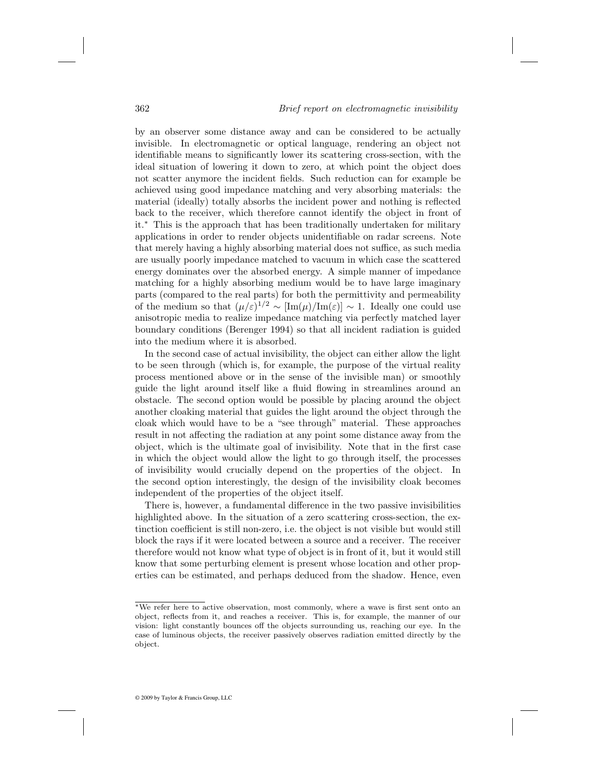by an observer some distance away and can be considered to be actually invisible. In electromagnetic or optical language, rendering an object not identifiable means to significantly lower its scattering cross-section, with the ideal situation of lowering it down to zero, at which point the object does not scatter anymore the incident fields. Such reduction can for example be achieved using good impedance matching and very absorbing materials: the material (ideally) totally absorbs the incident power and nothing is reflected back to the receiver, which therefore cannot identify the object in front of it.* This is the approach that has been traditionally undertaken for military applications in order to render objects unidentifiable on radar screens. Note that merely having a highly absorbing material does not suffice, as such media are usually poorly impedance matched to vacuum in which case the scattered energy dominates over the absorbed energy. A simple manner of impedance matching for a highly absorbing medium would be to have large imaginary parts (compared to the real parts) for both the permittivity and permeability of the medium so that $(\mu/\varepsilon)^{1/2} \sim [\mathrm{Im}(\mu)/\mathrm{Im}(\varepsilon)] \sim 1$. Ideally one could use anisotropic media to realize impedance matching via perfectly matched layer boundary conditions (Berenger 1994) so that all incident radiation is guided into the medium where it is absorbed.

In the second case of actual invisibility, the object can either allow the light to be seen through (which is, for example, the purpose of the virtual reality process mentioned above or in the sense of the invisible man) or smoothly guide the light around itself like a fluid flowing in streamlines around an obstacle. The second option would be possible by placing around the object another cloaking material that guides the light around the object through the cloak which would have to be a "see through" material. These approaches result in not affecting the radiation at any point some distance away from the object, which is the ultimate goal of invisibility. Note that in the first case in which the object would allow the light to go through itself, the processes of invisibility would crucially depend on the properties of the object. In the second option interestingly, the design of the invisibility cloak becomes independent of the properties of the object itself.

There is, however, a fundamental difference in the two passive invisibilities highlighted above. In the situation of a zero scattering cross-section, the extinction coefficient is still non-zero, i.e. the object is not visible but would still block the rays if it were located between a source and a receiver. The receiver therefore would not know what type of object is in front of it, but it would still know that some perturbing element is present whose location and other properties can be estimated, and perhaps deduced from the shadow. Hence, even

---

*We refer here to active observation, most commonly, where a wave is first sent onto an object, reflects from it, and reaches a receiver. This is, for example, the manner of our vision: light constantly bounces off the objects surrounding us, reaching our eye. In the case of luminous objects, the receiver passively observes radiation emitted directly by the object.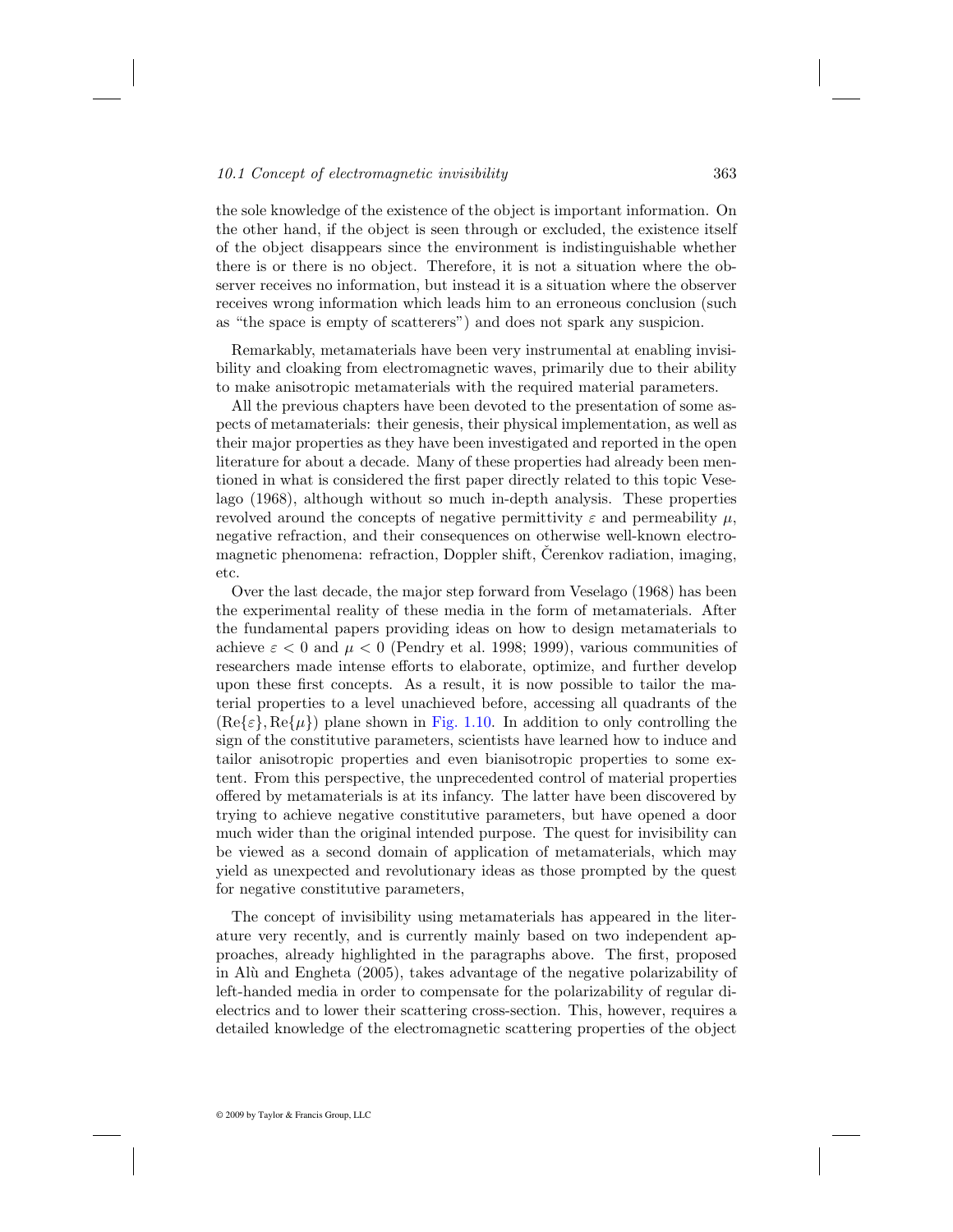the sole knowledge of the existence of the object is important information. On the other hand, if the object is seen through or excluded, the existence itself of the object disappears since the environment is indistinguishable whether there is or there is no object. Therefore, it is not a situation where the observer receives no information, but instead it is a situation where the observer receives wrong information which leads him to an erroneous conclusion (such as "the space is empty of scatterers") and does not spark any suspicion.

Remarkably, metamaterials have been very instrumental at enabling invisibility and cloaking from electromagnetic waves, primarily due to their ability to make anisotropic metamaterials with the required material parameters.

All the previous chapters have been devoted to the presentation of some aspects of metamaterials: their genesis, their physical implementation, as well as their major properties as they have been investigated and reported in the open literature for about a decade. Many of these properties had already been mentioned in what is considered the first paper directly related to this topic Veselago (1968), although without so much in-depth analysis. These properties revolved around the concepts of negative permittivity $\varepsilon$ and permeability $\mu$, negative refraction, and their consequences on otherwise well-known electromagnetic phenomena: refraction, Doppler shift, Čerenkov radiation, imaging, etc.

Over the last decade, the major step forward from Veselago (1968) has been the experimental reality of these media in the form of metamaterials. After the fundamental papers providing ideas on how to design metamaterials to achieve $\varepsilon < 0$ and $\mu < 0$ (Pendry et al. 1998; 1999), various communities of researchers made intense efforts to elaborate, optimize, and further develop upon these first concepts. As a result, it is now possible to tailor the material properties to a level unachieved before, accessing all quadrants of the $(\mathrm{Re}\{\varepsilon\}, \mathrm{Re}\{\mu\})$ plane shown in Fig. 1.10. In addition to only controlling the sign of the constitutive parameters, scientists have learned how to induce and tailor anisotropic properties and even bianisotropic properties to some extent. From this perspective, the unprecedented control of material properties offered by metamaterials is at its infancy. The latter have been discovered by trying to achieve negative constitutive parameters, but have opened a door much wider than the original intended purpose. The quest for invisibility can be viewed as a second domain of application of metamaterials, which may yield as unexpected and revolutionary ideas as those prompted by the quest for negative constitutive parameters,

The concept of invisibility using metamaterials has appeared in the literature very recently, and is currently mainly based on two independent approaches, already highlighted in the paragraphs above. The first, proposed in Alù and Engheta (2005), takes advantage of the negative polarizability of left-handed media in order to compensate for the polarizability of regular dielectrics and to lower their scattering cross-section. This, however, requires a detailed knowledge of the electromagnetic scattering properties of the object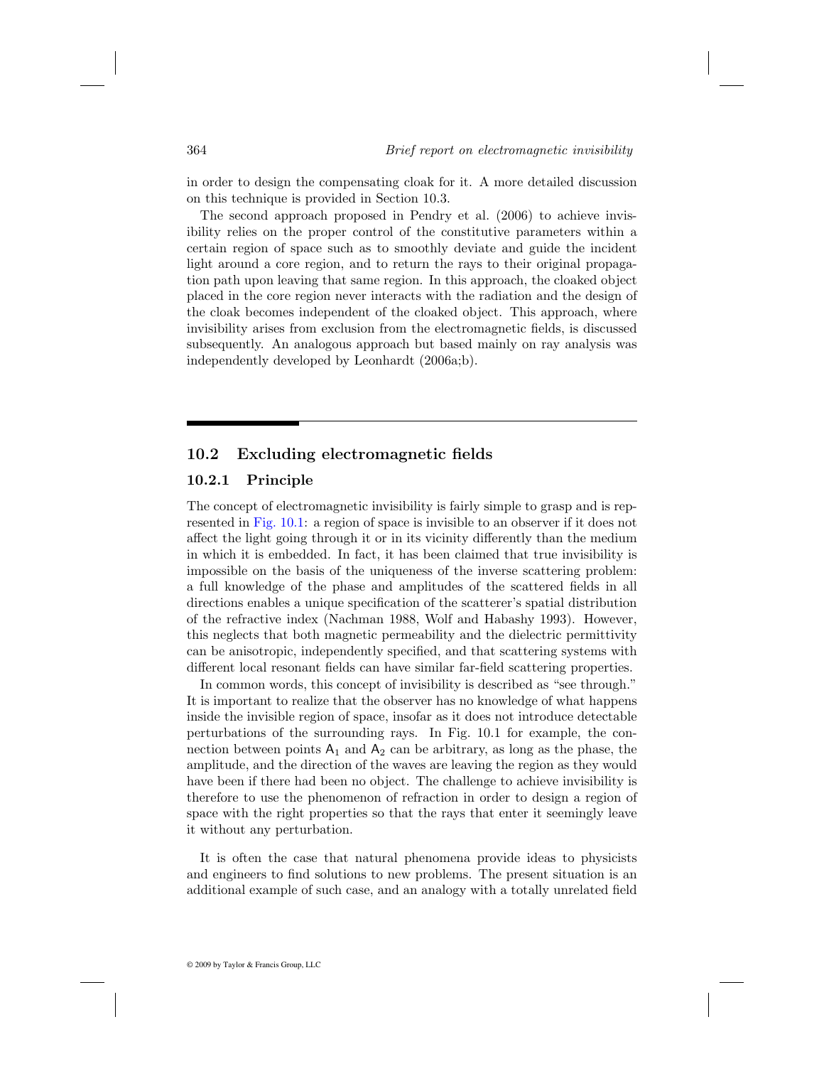in order to design the compensating cloak for it. A more detailed discussion on this technique is provided in Section 10.3.

The second approach proposed in Pendry et al. (2006) to achieve invisibility relies on the proper control of the constitutive parameters within a certain region of space such as to smoothly deviate and guide the incident light around a core region, and to return the rays to their original propagation path upon leaving that same region. In this approach, the cloaked object placed in the core region never interacts with the radiation and the design of the cloak becomes independent of the cloaked object. This approach, where invisibility arises from exclusion from the electromagnetic fields, is discussed subsequently. An analogous approach but based mainly on ray analysis was independently developed by Leonhardt (2006a;b).

## 10.2 Excluding electromagnetic fields

### 10.2.1 Principle

The concept of electromagnetic invisibility is fairly simple to grasp and is represented in Fig. 10.1: a region of space is invisible to an observer if it does not affect the light going through it or in its vicinity differently than the medium in which it is embedded. In fact, it has been claimed that true invisibility is impossible on the basis of the uniqueness of the inverse scattering problem: a full knowledge of the phase and amplitudes of the scattered fields in all directions enables a unique specification of the scatterer's spatial distribution of the refractive index (Nachman 1988, Wolf and Habashy 1993). However, this neglects that both magnetic permeability and the dielectric permittivity can be anisotropic, independently specified, and that scattering systems with different local resonant fields can have similar far-field scattering properties.

In common words, this concept of invisibility is described as "see through." It is important to realize that the observer has no knowledge of what happens inside the invisible region of space, insofar as it does not introduce detectable perturbations of the surrounding rays. In Fig. 10.1 for example, the connection between points $A_1$ and $A_2$ can be arbitrary, as long as the phase, the amplitude, and the direction of the waves are leaving the region as they would have been if there had been no object. The challenge to achieve invisibility is therefore to use the phenomenon of refraction in order to design a region of space with the right properties so that the rays that enter it seemingly leave it without any perturbation.

It is often the case that natural phenomena provide ideas to physicists and engineers to find solutions to new problems. The present situation is an additional example of such case, and an analogy with a totally unrelated field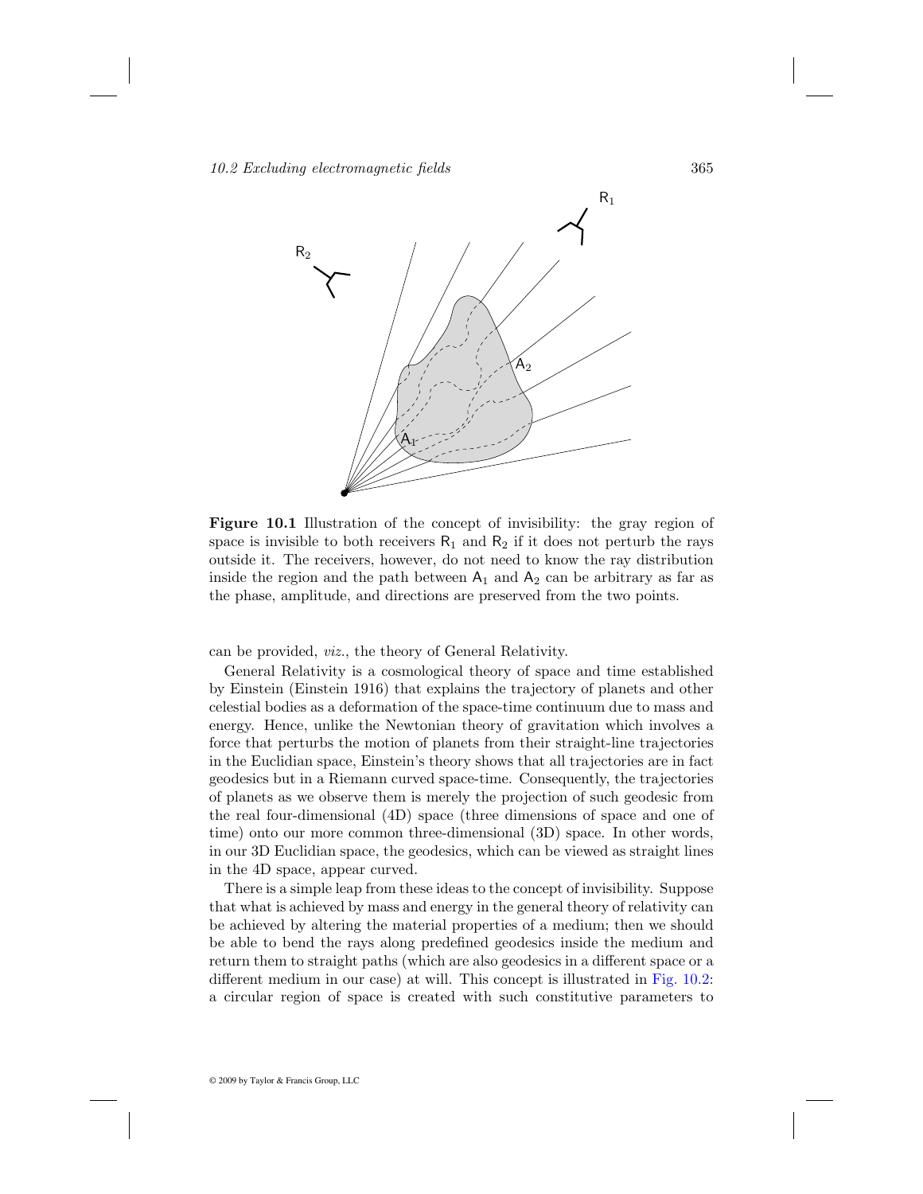**Figure 10.1** Illustration of the concept of invisibility: the gray region of space is invisible to both receivers $R_1$ and $R_2$ if it does not perturb the rays outside it. The receivers, however, do not need to know the ray distribution inside the region and the path between $A_1$ and $A_2$ can be arbitrary as far as the phase, amplitude, and directions are preserved from the two points.

can be provided, *viz.*, the theory of General Relativity.

General Relativity is a cosmological theory of space and time established by Einstein (Einstein 1916) that explains the trajectory of planets and other celestial bodies as a deformation of the space-time continuum due to mass and energy. Hence, unlike the Newtonian theory of gravitation which involves a force that perturbs the motion of planets from their straight-line trajectories in the Euclidian space, Einstein's theory shows that all trajectories are in fact geodesics but in a Riemann curved space-time. Consequently, the trajectories of planets as we observe them is merely the projection of such geodesic from the real four-dimensional (4D) space (three dimensions of space and one of time) onto our more common three-dimensional (3D) space. In other words, in our 3D Euclidian space, the geodesics, which can be viewed as straight lines in the 4D space, appear curved.

There is a simple leap from these ideas to the concept of invisibility. Suppose that what is achieved by mass and energy in the general theory of relativity can be achieved by altering the material properties of a medium; then we should be able to bend the rays along predefined geodesics inside the medium and return them to straight paths (which are also geodesics in a different space or a different medium in our case) at will. This concept is illustrated in Fig. 10.2: a circular region of space is created with such constitutive parameters to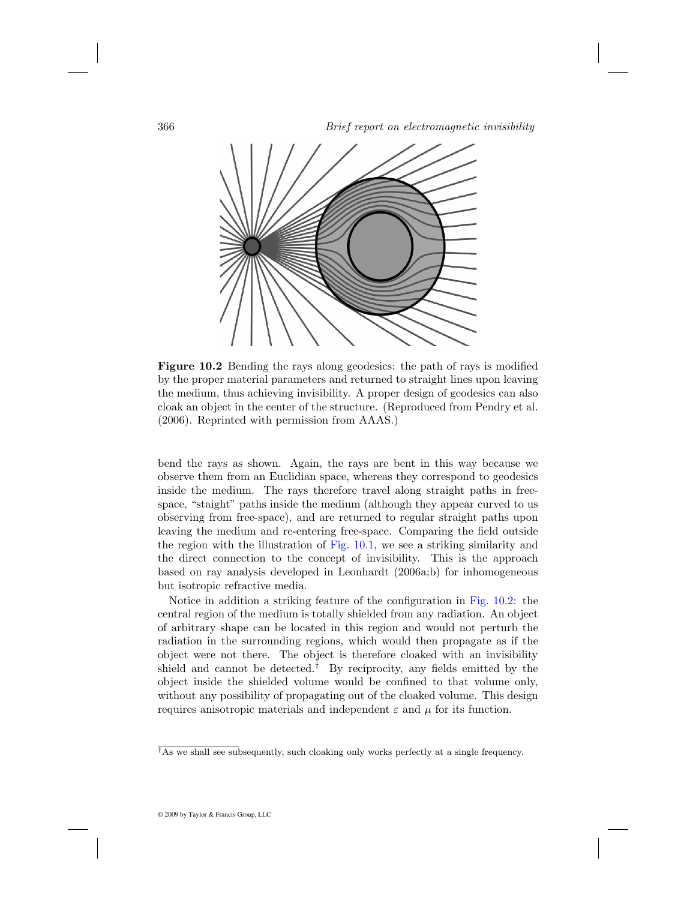**Figure 10.2** Bending the rays along geodesics: the path of rays is modified by the proper material parameters and returned to straight lines upon leaving the medium, thus achieving invisibility. A proper design of geodesics can also cloak an object in the center of the structure. (Reproduced from Pendry et al. (2006). Reprinted with permission from AAAS.)

bend the rays as shown. Again, the rays are bent in this way because we observe them from an Euclidian space, whereas they correspond to geodesics inside the medium. The rays therefore travel along straight paths in free-space, "staight" paths inside the medium (although they appear curved to us observing from free-space), and are returned to regular straight paths upon leaving the medium and re-entering free-space. Comparing the field outside the region with the illustration of Fig. 10.1, we see a striking similarity and the direct connection to the concept of invisibility. This is the approach based on ray analysis developed in Leonhardt (2006a;b) for inhomogeneous but isotropic refractive media.

Notice in addition a striking feature of the configuration in Fig. 10.2: the central region of the medium is totally shielded from any radiation. An object of arbitrary shape can be located in this region and would not perturb the radiation in the surrounding regions, which would then propagate as if the object were not there. The object is therefore cloaked with an invisibility shield and cannot be detected.[†] By reciprocity, any fields emitted by the object inside the shielded volume would be confined to that volume only, without any possibility of propagating out of the cloaked volume. This design requires anisotropic materials and independent $\varepsilon$ and $\mu$ for its function.

[†]As we shall see subsequently, such cloaking only works perfectly at a single frequency.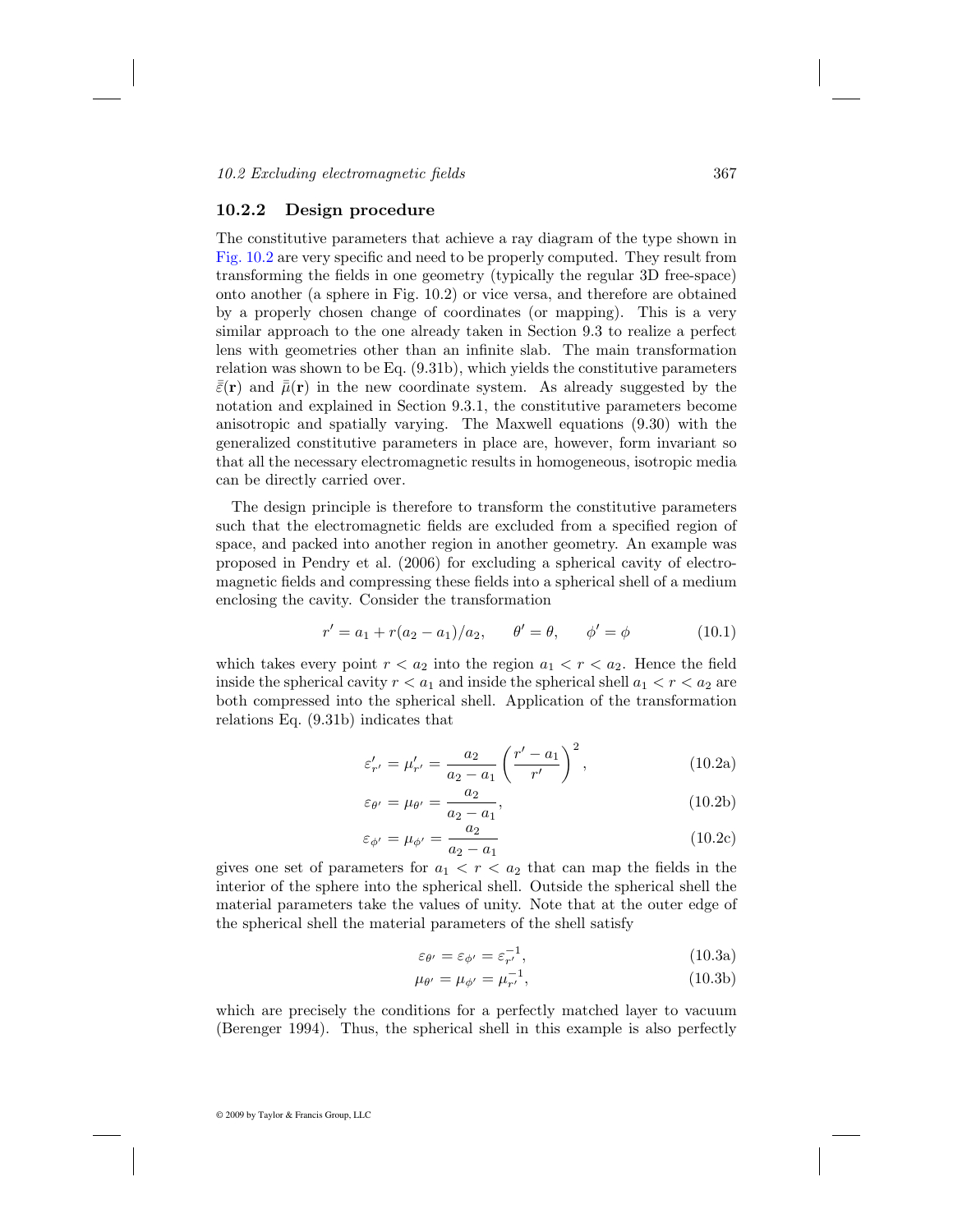### 10.2.2 Design procedure

The constitutive parameters that achieve a ray diagram of the type shown in Fig. 10.2 are very specific and need to be properly computed. They result from transforming the fields in one geometry (typically the regular 3D free-space) onto another (a sphere in Fig. 10.2) or vice versa, and therefore are obtained by a properly chosen change of coordinates (or mapping). This is a very similar approach to the one already taken in Section 9.3 to realize a perfect lens with geometries other than an infinite slab. The main transformation relation was shown to be Eq. (9.31b), which yields the constitutive parameters $\bar{\bar{\varepsilon}}(\mathbf{r})$ and $\bar{\bar{\mu}}(\mathbf{r})$ in the new coordinate system. As already suggested by the notation and explained in Section 9.3.1, the constitutive parameters become anisotropic and spatially varying. The Maxwell equations (9.30) with the generalized constitutive parameters in place are, however, form invariant so that all the necessary electromagnetic results in homogeneous, isotropic media can be directly carried over.

The design principle is therefore to transform the constitutive parameters such that the electromagnetic fields are excluded from a specified region of space, and packed into another region in another geometry. An example was proposed in Pendry et al. (2006) for excluding a spherical cavity of electromagnetic fields and compressing these fields into a spherical shell of a medium enclosing the cavity. Consider the transformation

$$r' = a_1 + r(a_2 - a_1)/a_2, \qquad \theta' = \theta, \qquad \phi' = \phi \tag{10.1}$$

which takes every point $r < a_2$ into the region $a_1 < r < a_2$. Hence the field inside the spherical cavity $r < a_1$ and inside the spherical shell $a_1 < r < a_2$ are both compressed into the spherical shell. Application of the transformation relations Eq. (9.31b) indicates that

$$\varepsilon'_{r'} = \mu'_{r'} = \frac{a_2}{a_2 - a_1}\left(\frac{r' - a_1}{r'}\right)^2, \tag{10.2a}$$

$$\varepsilon_{\theta'} = \mu_{\theta'} = \frac{a_2}{a_2 - a_1}, \tag{10.2b}$$

$$\varepsilon_{\phi'} = \mu_{\phi'} = \frac{a_2}{a_2 - a_1} \tag{10.2c}$$

gives one set of parameters for $a_1 < r < a_2$ that can map the fields in the interior of the sphere into the spherical shell. Outside the spherical shell the material parameters take the values of unity. Note that at the outer edge of the spherical shell the material parameters of the shell satisfy

$$\varepsilon_{\theta'} = \varepsilon_{\phi'} = \varepsilon_{r'}^{-1}, \tag{10.3a}$$

$$\mu_{\theta'} = \mu_{\phi'} = \mu_{r'}^{-1}, \tag{10.3b}$$

which are precisely the conditions for a perfectly matched layer to vacuum (Berenger 1994). Thus, the spherical shell in this example is also perfectly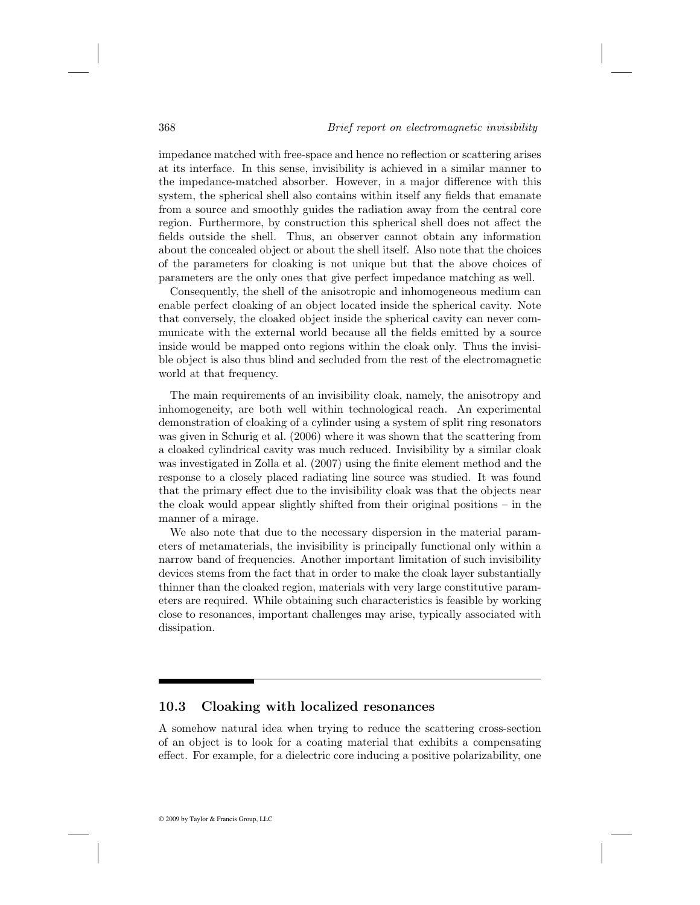impedance matched with free-space and hence no reflection or scattering arises at its interface. In this sense, invisibility is achieved in a similar manner to the impedance-matched absorber. However, in a major difference with this system, the spherical shell also contains within itself any fields that emanate from a source and smoothly guides the radiation away from the central core region. Furthermore, by construction this spherical shell does not affect the fields outside the shell. Thus, an observer cannot obtain any information about the concealed object or about the shell itself. Also note that the choices of the parameters for cloaking is not unique but that the above choices of parameters are the only ones that give perfect impedance matching as well.

Consequently, the shell of the anisotropic and inhomogeneous medium can enable perfect cloaking of an object located inside the spherical cavity. Note that conversely, the cloaked object inside the spherical cavity can never communicate with the external world because all the fields emitted by a source inside would be mapped onto regions within the cloak only. Thus the invisible object is also thus blind and secluded from the rest of the electromagnetic world at that frequency.

The main requirements of an invisibility cloak, namely, the anisotropy and inhomogeneity, are both well within technological reach. An experimental demonstration of cloaking of a cylinder using a system of split ring resonators was given in Schurig et al. (2006) where it was shown that the scattering from a cloaked cylindrical cavity was much reduced. Invisibility by a similar cloak was investigated in Zolla et al. (2007) using the finite element method and the response to a closely placed radiating line source was studied. It was found that the primary effect due to the invisibility cloak was that the objects near the cloak would appear slightly shifted from their original positions – in the manner of a mirage.

We also note that due to the necessary dispersion in the material parameters of metamaterials, the invisibility is principally functional only within a narrow band of frequencies. Another important limitation of such invisibility devices stems from the fact that in order to make the cloak layer substantially thinner than the cloaked region, materials with very large constitutive parameters are required. While obtaining such characteristics is feasible by working close to resonances, important challenges may arise, typically associated with dissipation.

## 10.3 Cloaking with localized resonances

A somehow natural idea when trying to reduce the scattering cross-section of an object is to look for a coating material that exhibits a compensating effect. For example, for a dielectric core inducing a positive polarizability, one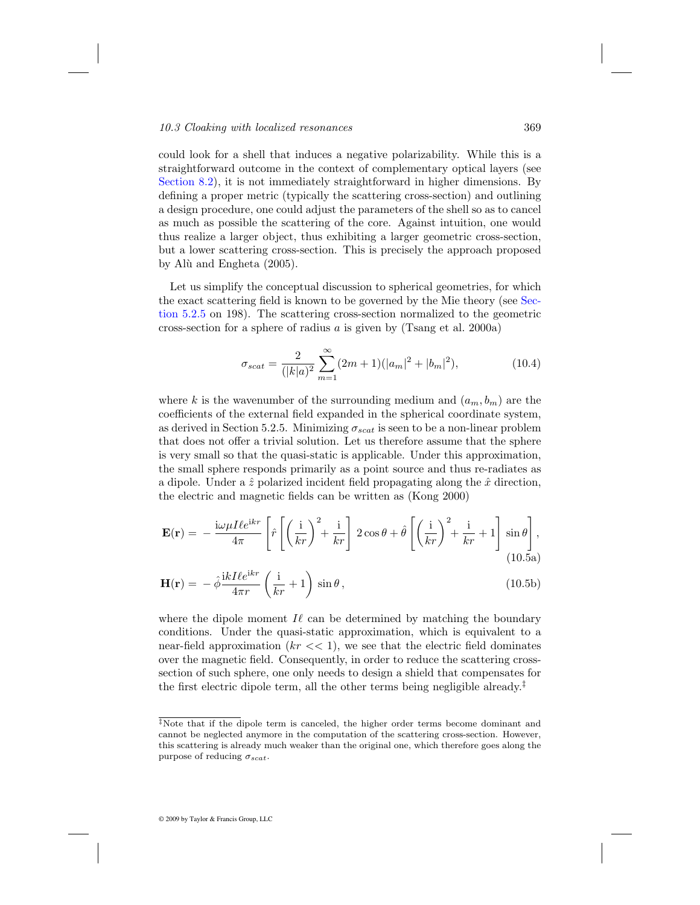could look for a shell that induces a negative polarizability. While this is a straightforward outcome in the context of complementary optical layers (see Section 8.2), it is not immediately straightforward in higher dimensions. By defining a proper metric (typically the scattering cross-section) and outlining a design procedure, one could adjust the parameters of the shell so as to cancel as much as possible the scattering of the core. Against intuition, one would thus realize a larger object, thus exhibiting a larger geometric cross-section, but a lower scattering cross-section. This is precisely the approach proposed by Alù and Engheta (2005).

Let us simplify the conceptual discussion to spherical geometries, for which the exact scattering field is known to be governed by the Mie theory (see Section 5.2.5 on 198). The scattering cross-section normalized to the geometric cross-section for a sphere of radius $a$ is given by (Tsang et al. 2000a)

$$\sigma_{scat} = \frac{2}{(|k|a)^2} \sum_{m=1}^{\infty} (2m+1)(|a_m|^2 + |b_m|^2), \tag{10.4}$$

where $k$ is the wavenumber of the surrounding medium and $(a_m, b_m)$ are the coefficients of the external field expanded in the spherical coordinate system, as derived in Section 5.2.5. Minimizing $\sigma_{scat}$ is seen to be a non-linear problem that does not offer a trivial solution. Let us therefore assume that the sphere is very small so that the quasi-static is applicable. Under this approximation, the small sphere responds primarily as a point source and thus re-radiates as a dipole. Under a $\hat{z}$ polarized incident field propagating along the $\hat{x}$ direction, the electric and magnetic fields can be written as (Kong 2000)

$$\mathbf{E}(\mathbf{r}) = -\frac{\mathrm{i}\omega\mu I\ell e^{\mathrm{i}kr}}{4\pi} \left[ \hat{r} \left[ \left( \frac{\mathrm{i}}{kr} \right)^2 + \frac{\mathrm{i}}{kr} \right] 2\cos\theta + \hat{\theta} \left[ \left( \frac{\mathrm{i}}{kr} \right)^2 + \frac{\mathrm{i}}{kr} + 1 \right] \sin\theta \right], \tag{10.5a}$$

$$\mathbf{H}(\mathbf{r}) = -\hat{\phi}\frac{\mathrm{i}kI\ell e^{\mathrm{i}kr}}{4\pi r} \left( \frac{\mathrm{i}}{kr} + 1 \right) \sin\theta, \tag{10.5b}$$

where the dipole moment $I\ell$ can be determined by matching the boundary conditions. Under the quasi-static approximation, which is equivalent to a near-field approximation ($kr << 1$), we see that the electric field dominates over the magnetic field. Consequently, in order to reduce the scattering cross-section of such sphere, one only needs to design a shield that compensates for the first electric dipole term, all the other terms being negligible already.[‡]

[‡]Note that if the dipole term is canceled, the higher order terms become dominant and cannot be neglected anymore in the computation of the scattering cross-section. However, this scattering is already much weaker than the original one, which therefore goes along the purpose of reducing $\sigma_{scat}$.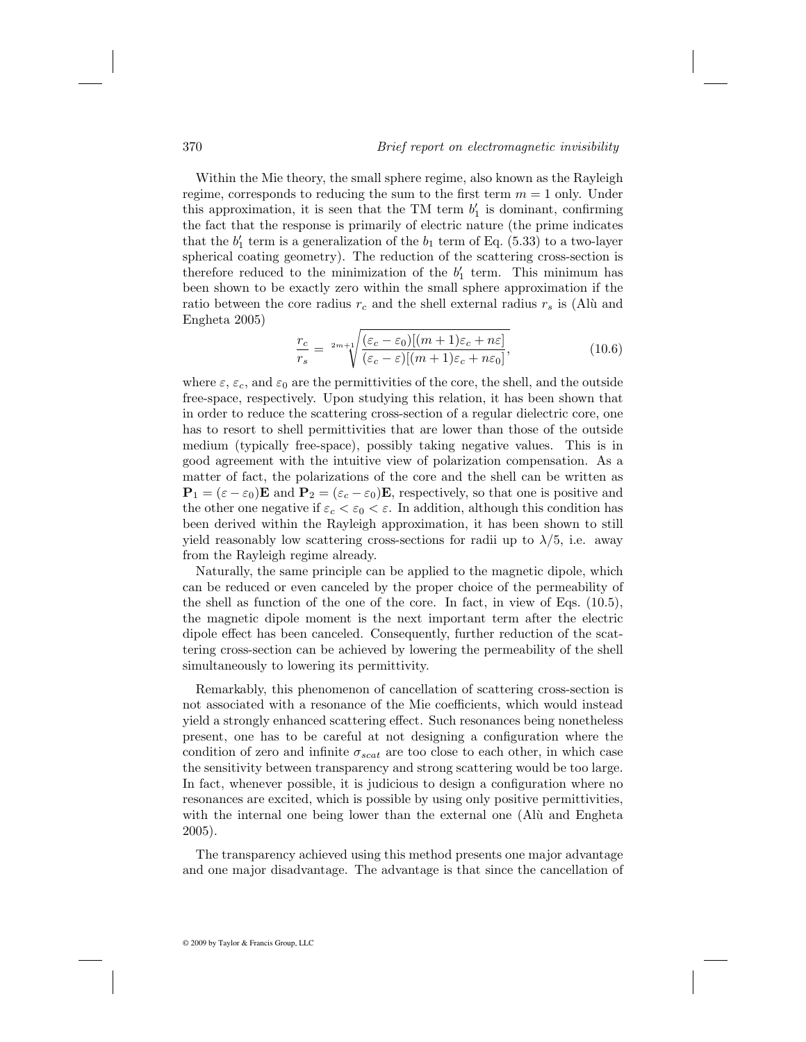Within the Mie theory, the small sphere regime, also known as the Rayleigh regime, corresponds to reducing the sum to the first term $m = 1$ only. Under this approximation, it is seen that the TM term $b_1'$ is dominant, confirming the fact that the response is primarily of electric nature (the prime indicates that the $b_1'$ term is a generalization of the $b_1$ term of Eq. (5.33) to a two-layer spherical coating geometry). The reduction of the scattering cross-section is therefore reduced to the minimization of the $b_1'$ term. This minimum has been shown to be exactly zero within the small sphere approximation if the ratio between the core radius $r_c$ and the shell external radius $r_s$ is (Alù and Engheta 2005)

$$\frac{r_c}{r_s} = \sqrt[2m+1]{\frac{(\varepsilon_c - \varepsilon_0)[(m+1)\varepsilon_c + n\varepsilon]}{(\varepsilon_c - \varepsilon)[(m+1)\varepsilon_c + n\varepsilon_0]}}, \tag{10.6}$$

where $\varepsilon$, $\varepsilon_c$, and $\varepsilon_0$ are the permittivities of the core, the shell, and the outside free-space, respectively. Upon studying this relation, it has been shown that in order to reduce the scattering cross-section of a regular dielectric core, one has to resort to shell permittivities that are lower than those of the outside medium (typically free-space), possibly taking negative values. This is in good agreement with the intuitive view of polarization compensation. As a matter of fact, the polarizations of the core and the shell can be written as $\mathbf{P}_1 = (\varepsilon - \varepsilon_0)\mathbf{E}$ and $\mathbf{P}_2 = (\varepsilon_c - \varepsilon_0)\mathbf{E}$, respectively, so that one is positive and the other one negative if $\varepsilon_c < \varepsilon_0 < \varepsilon$. In addition, although this condition has been derived within the Rayleigh approximation, it has been shown to still yield reasonably low scattering cross-sections for radii up to $\lambda/5$, i.e. away from the Rayleigh regime already.

Naturally, the same principle can be applied to the magnetic dipole, which can be reduced or even canceled by the proper choice of the permeability of the shell as function of the one of the core. In fact, in view of Eqs. (10.5), the magnetic dipole moment is the next important term after the electric dipole effect has been canceled. Consequently, further reduction of the scattering cross-section can be achieved by lowering the permeability of the shell simultaneously to lowering its permittivity.

Remarkably, this phenomenon of cancellation of scattering cross-section is not associated with a resonance of the Mie coefficients, which would instead yield a strongly enhanced scattering effect. Such resonances being nonetheless present, one has to be careful at not designing a configuration where the condition of zero and infinite $\sigma_{scat}$ are too close to each other, in which case the sensitivity between transparency and strong scattering would be too large. In fact, whenever possible, it is judicious to design a configuration where no resonances are excited, which is possible by using only positive permittivities, with the internal one being lower than the external one (Alù and Engheta 2005).

The transparency achieved using this method presents one major advantage and one major disadvantage. The advantage is that since the cancellation of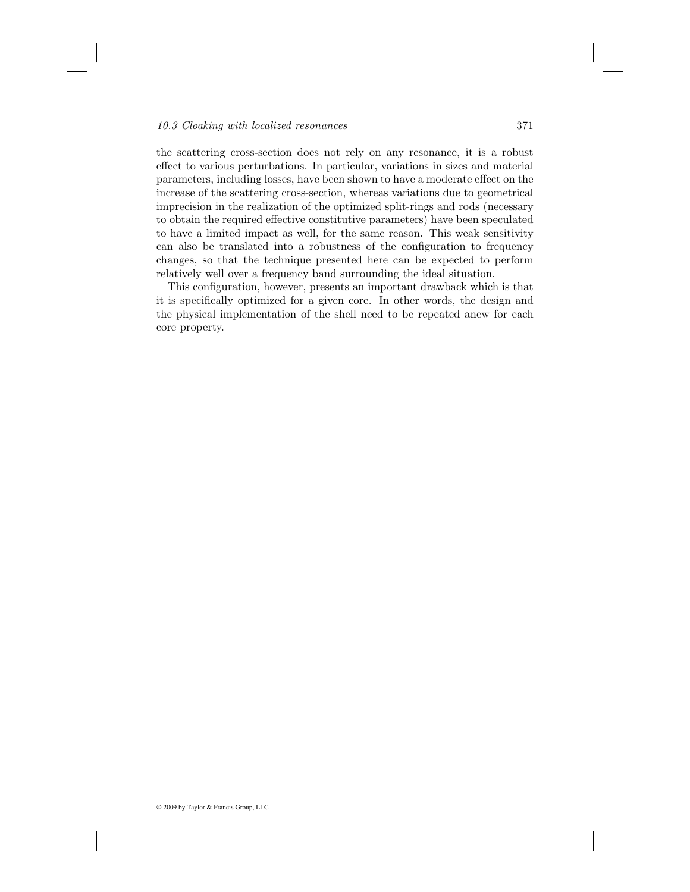the scattering cross-section does not rely on any resonance, it is a robust effect to various perturbations. In particular, variations in sizes and material parameters, including losses, have been shown to have a moderate effect on the increase of the scattering cross-section, whereas variations due to geometrical imprecision in the realization of the optimized split-rings and rods (necessary to obtain the required effective constitutive parameters) have been speculated to have a limited impact as well, for the same reason. This weak sensitivity can also be translated into a robustness of the configuration to frequency changes, so that the technique presented here can be expected to perform relatively well over a frequency band surrounding the ideal situation.

This configuration, however, presents an important drawback which is that it is specifically optimized for a given core. In other words, the design and the physical implementation of the shell need to be repeated anew for each core property.